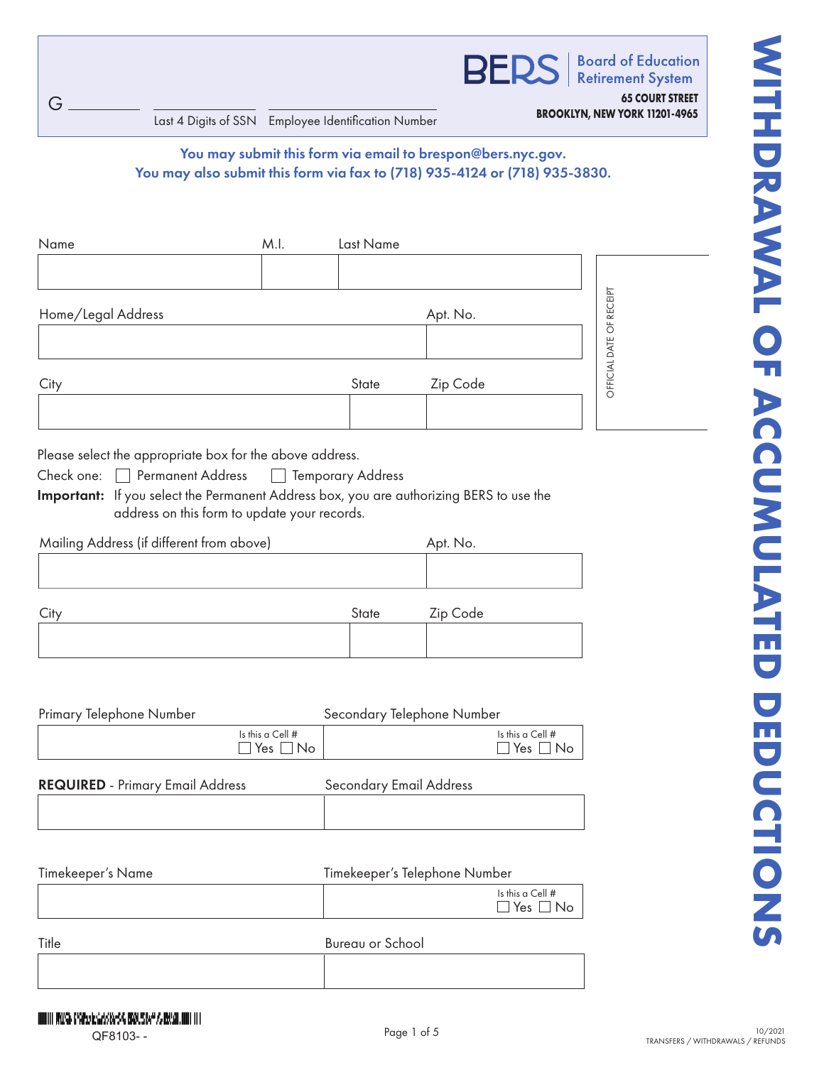# WITHDRAWAL OF ACCUMULATED DEDUCTIONS

G ________ | ________ Last 4 Digits of SSN | ________ Employee Identification Number

**BERS** Board of Education Retirement System
**65 COURT STREET**
**BROOKLYN, NEW YORK 11201-4965**

**You may submit this form via email to brespon@bers.nyc.gov.**
**You may also submit this form via fax to (718) 935-4124 or (718) 935-3830.**

| Name | M.I. | Last Name |
|---|---|---|
| | | |

OFFICIAL DATE OF RECEIPT

| Home/Legal Address | Apt. No. |
|---|---|
| | |

| City | State | Zip Code |
|---|---|---|
| | | |

Please select the appropriate box for the above address.

Check one: ☐ Permanent Address ☐ Temporary Address

**Important:** If you select the Permanent Address box, you are authorizing BERS to use the address on this form to update your records.

| Mailing Address (if different from above) | Apt. No. |
|---|---|
| | |

| City | State | Zip Code |
|---|---|---|
| | | |

| Primary Telephone Number | Secondary Telephone Number |
|---|---|
| Is this a Cell # ☐ Yes ☐ No | Is this a Cell # ☐ Yes ☐ No |

| **REQUIRED** - Primary Email Address | Secondary Email Address |
|---|---|
| | |

| Timekeeper's Name | Timekeeper's Telephone Number |
|---|---|
| | Is this a Cell # ☐ Yes ☐ No |

| Title | Bureau or School |
|---|---|
| | |

QF8103- -

10/2021
TRANSFERS / WITHDRAWALS / REFUNDS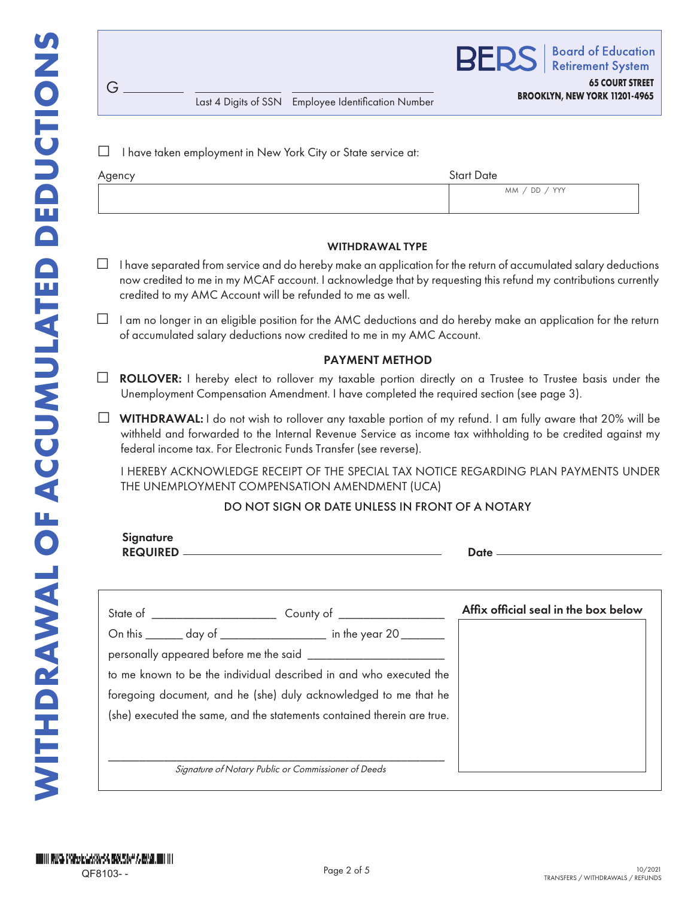# WITHDRAWAL OF ACCUMULATED DEDUCTIONS

**BERS** | Board of Education Retirement System

**65 COURT STREET**
**BROOKLYN, NEW YORK 11201-4965**

G __________ ______________ ______________________
Last 4 Digits of SSN | Employee Identification Number

☐ I have taken employment in New York City or State service at:

| Agency | Start Date |
|---|---|
| | MM / DD / YYY |

### WITHDRAWAL TYPE

☐ I have separated from service and do hereby make an application for the return of accumulated salary deductions now credited to me in my MCAF account. I acknowledge that by requesting this refund my contributions currently credited to my AMC Account will be refunded to me as well.

☐ I am no longer in an eligible position for the AMC deductions and do hereby make an application for the return of accumulated salary deductions now credited to me in my AMC Account.

### PAYMENT METHOD

☐ **ROLLOVER:** I hereby elect to rollover my taxable portion directly on a Trustee to Trustee basis under the Unemployment Compensation Amendment. I have completed the required section (see page 3).

☐ **WITHDRAWAL:** I do not wish to rollover any taxable portion of my refund. I am fully aware that 20% will be withheld and forwarded to the Internal Revenue Service as income tax withholding to be credited against my federal income tax. For Electronic Funds Transfer (see reverse).

I HEREBY ACKNOWLEDGE RECEIPT OF THE SPECIAL TAX NOTICE REGARDING PLAN PAYMENTS UNDER THE UNEMPLOYMENT COMPENSATION AMENDMENT (UCA)

DO NOT SIGN OR DATE UNLESS IN FRONT OF A NOTARY

**Signature REQUIRED** ______________________________ **Date** ______________________

State of ____________________ County of _________________

On this ______ day of _________________ in the year 20_______

personally appeared before me the said ______________________

to me known to be the individual described in and who executed the foregoing document, and he (she) duly acknowledged to me that he (she) executed the same, and the statements contained therein are true.

______________________________________________________
*Signature of Notary Public or Commissioner of Deeds*

**Affix official seal in the box below**

QF8103- -

10/2021
TRANSFERS / WITHDRAWALS / REFUNDS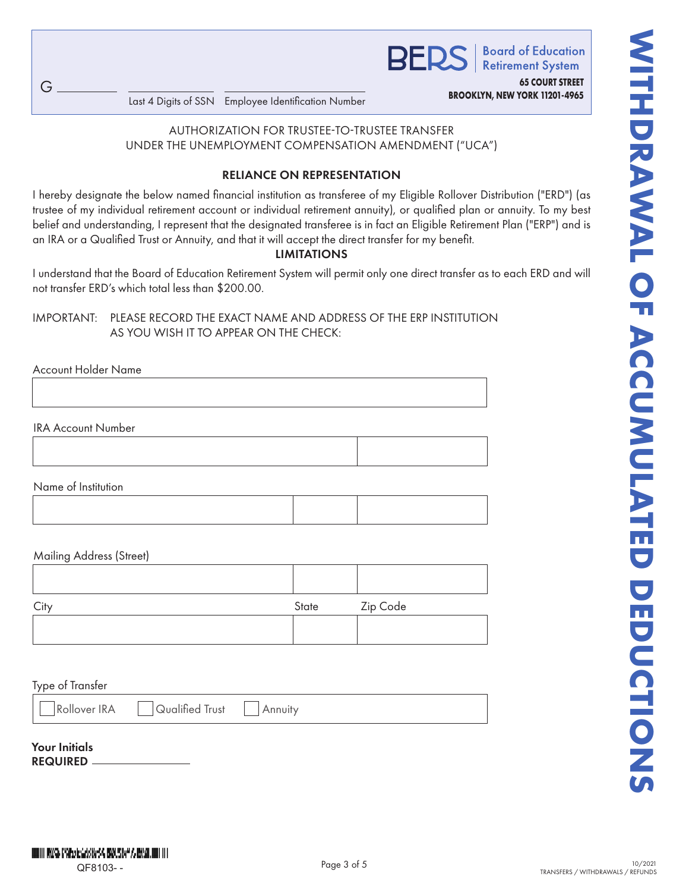G ________ ________ ________

Last 4 Digits of SSN Employee Identification Number

**BERS** Board of Education Retirement System

**65 COURT STREET**
**BROOKLYN, NEW YORK 11201-4965**

**WITHDRAWAL OF ACCUMULATED DEDUCTIONS**

AUTHORIZATION FOR TRUSTEE-TO-TRUSTEE TRANSFER
UNDER THE UNEMPLOYMENT COMPENSATION AMENDMENT ("UCA")

**RELIANCE ON REPRESENTATION**

I hereby designate the below named financial institution as transferee of my Eligible Rollover Distribution ("ERD") (as trustee of my individual retirement account or individual retirement annuity), or qualified plan or annuity. To my best belief and understanding, I represent that the designated transferee is in fact an Eligible Retirement Plan ("ERP") and is an IRA or a Qualified Trust or Annuity, and that it will accept the direct transfer for my benefit.

**LIMITATIONS**

I understand that the Board of Education Retirement System will permit only one direct transfer as to each ERD and will not transfer ERD's which total less than $200.00.

IMPORTANT: PLEASE RECORD THE EXACT NAME AND ADDRESS OF THE ERP INSTITUTION AS YOU WISH IT TO APPEAR ON THE CHECK:

Account Holder Name

IRA Account Number

Name of Institution

Mailing Address (Street)

City State Zip Code

Type of Transfer

☐ Rollover IRA ☐ Qualified Trust ☐ Annuity

**Your Initials**
**REQUIRED** ________

QF8103- -

10/2021
TRANSFERS / WITHDRAWALS / REFUNDS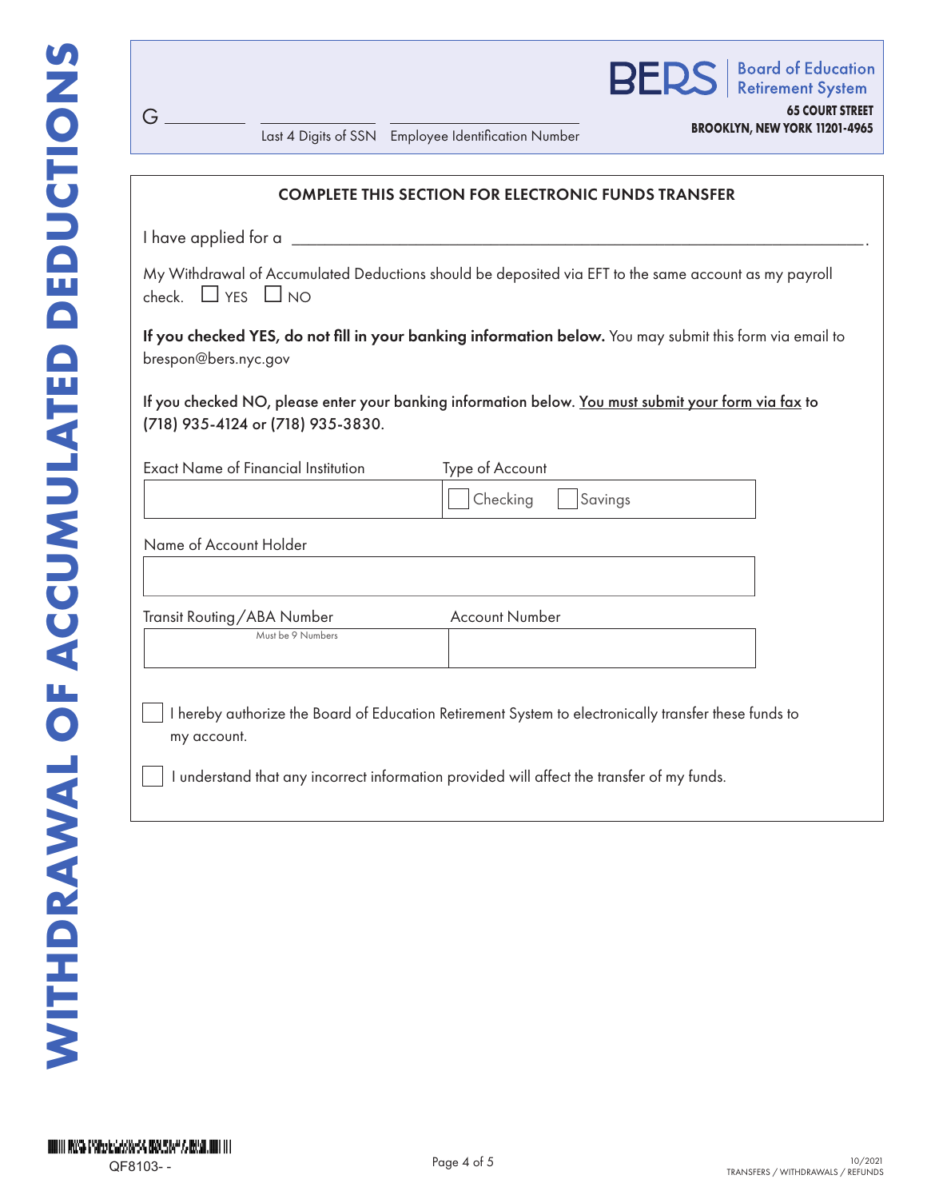# WITHDRAWAL OF ACCUMULATED DEDUCTIONS

G ________ ________ ________
Last 4 Digits of SSN  Employee Identification Number

**BERS** Board of Education Retirement System
**65 COURT STREET**
**BROOKLYN, NEW YORK 11201-4965**

## COMPLETE THIS SECTION FOR ELECTRONIC FUNDS TRANSFER

I have applied for a ____________________________________________.

My Withdrawal of Accumulated Deductions should be deposited via EFT to the same account as my payroll check. ☐ YES ☐ NO

**If you checked YES, do not fill in your banking information below.** You may submit this form via email to brespon@bers.nyc.gov

If you checked NO, please enter your banking information below. <u>You must submit your form via fax</u> to (718) 935-4124 or (718) 935-3830.

| Exact Name of Financial Institution | Type of Account |
| --- | --- |
| | ☐ Checking ☐ Savings |

| Name of Account Holder |
| --- |
| |

| Transit Routing/ABA Number (Must be 9 Numbers) | Account Number |
| --- | --- |
| | |

☐ I hereby authorize the Board of Education Retirement System to electronically transfer these funds to my account.

☐ I understand that any incorrect information provided will affect the transfer of my funds.

QF8103- -

10/2021
TRANSFERS / WITHDRAWALS / REFUNDS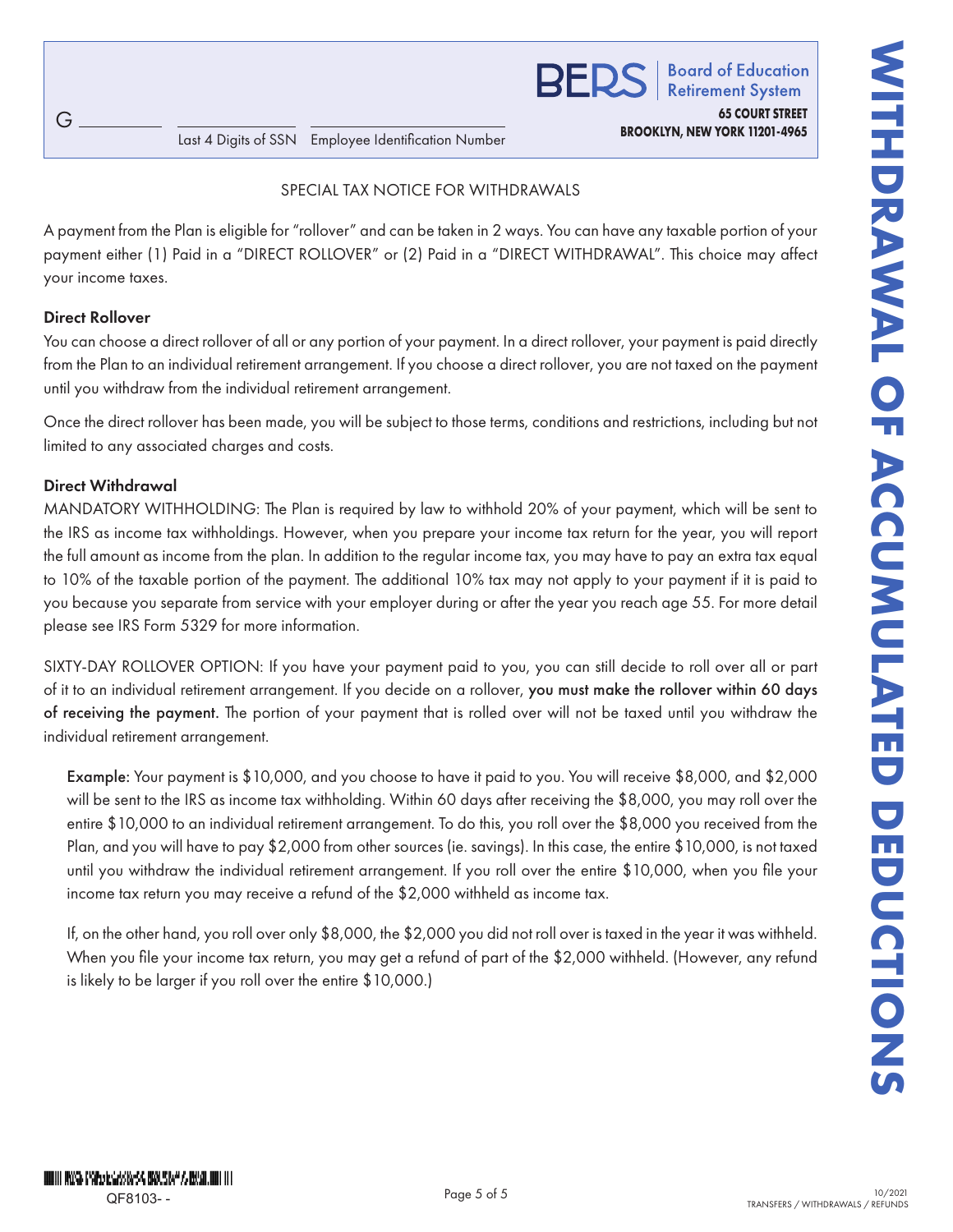G ________ ________ ________________

Last 4 Digits of SSN Employee Identification Number

**BERS** | Board of Education Retirement System

**65 COURT STREET**
**BROOKLYN, NEW YORK 11201-4965**

# WITHDRAWAL OF ACCUMULATED DEDUCTIONS

## SPECIAL TAX NOTICE FOR WITHDRAWALS

A payment from the Plan is eligible for "rollover" and can be taken in 2 ways. You can have any taxable portion of your payment either (1) Paid in a "DIRECT ROLLOVER" or (2) Paid in a "DIRECT WITHDRAWAL". This choice may affect your income taxes.

### Direct Rollover

You can choose a direct rollover of all or any portion of your payment. In a direct rollover, your payment is paid directly from the Plan to an individual retirement arrangement. If you choose a direct rollover, you are not taxed on the payment until you withdraw from the individual retirement arrangement.

Once the direct rollover has been made, you will be subject to those terms, conditions and restrictions, including but not limited to any associated charges and costs.

### Direct Withdrawal

MANDATORY WITHHOLDING: The Plan is required by law to withhold 20% of your payment, which will be sent to the IRS as income tax withholdings. However, when you prepare your income tax return for the year, you will report the full amount as income from the plan. In addition to the regular income tax, you may have to pay an extra tax equal to 10% of the taxable portion of the payment. The additional 10% tax may not apply to your payment if it is paid to you because you separate from service with your employer during or after the year you reach age 55. For more detail please see IRS Form 5329 for more information.

SIXTY-DAY ROLLOVER OPTION: If you have your payment paid to you, you can still decide to roll over all or part of it to an individual retirement arrangement. If you decide on a rollover, **you must make the rollover within 60 days of receiving the payment.** The portion of your payment that is rolled over will not be taxed until you withdraw the individual retirement arrangement.

> **Example:** Your payment is $10,000, and you choose to have it paid to you. You will receive $8,000, and $2,000 will be sent to the IRS as income tax withholding. Within 60 days after receiving the $8,000, you may roll over the entire $10,000 to an individual retirement arrangement. To do this, you roll over the $8,000 you received from the Plan, and you will have to pay $2,000 from other sources (ie. savings). In this case, the entire $10,000, is not taxed until you withdraw the individual retirement arrangement. If you roll over the entire $10,000, when you file your income tax return you may receive a refund of the $2,000 withheld as income tax.
>
> If, on the other hand, you roll over only $8,000, the $2,000 you did not roll over is taxed in the year it was withheld. When you file your income tax return, you may get a refund of part of the $2,000 withheld. (However, any refund is likely to be larger if you roll over the entire $10,000.)

QF8103- -

10/2021
TRANSFERS / WITHDRAWALS / REFUNDS